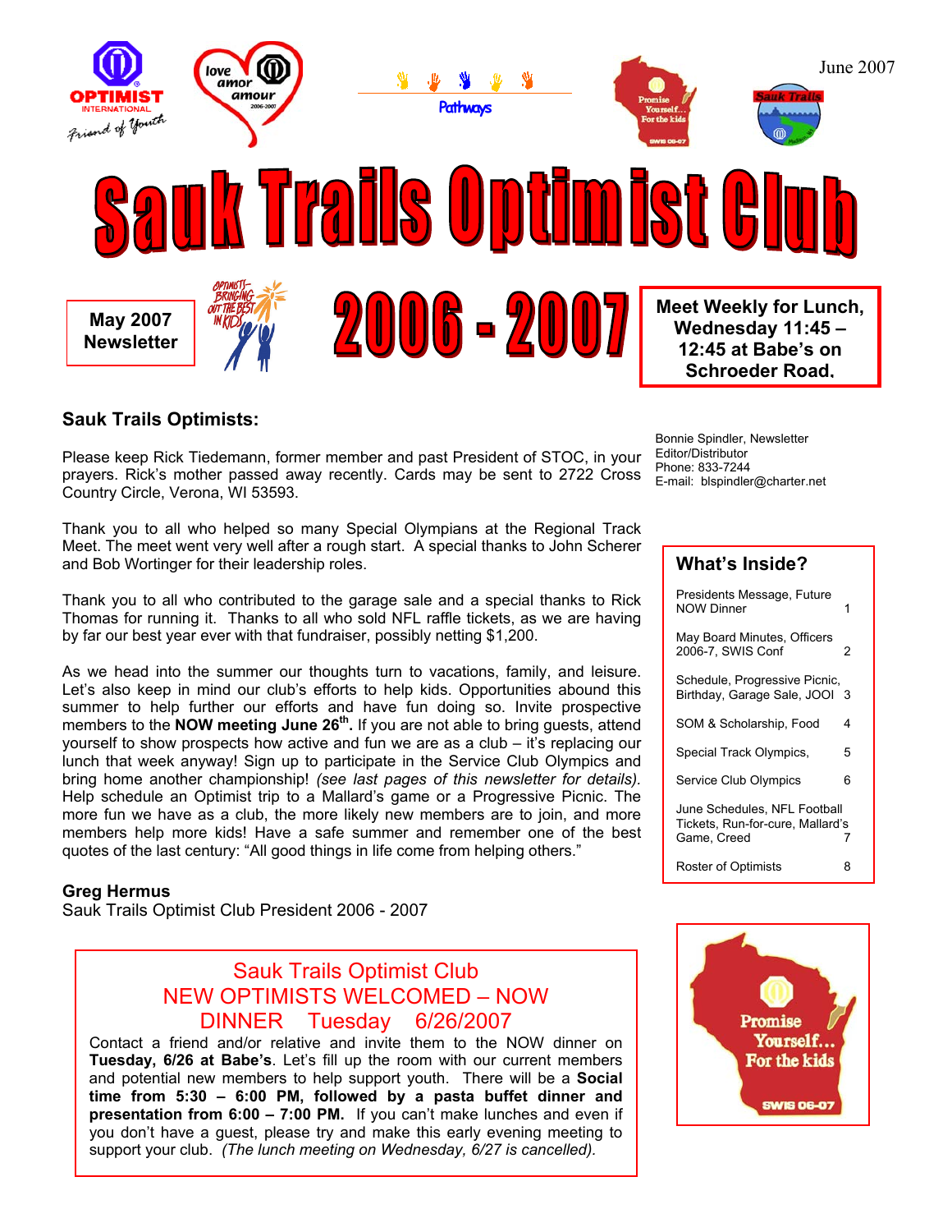June 2007

# Sauk Trails Optimist Club

**May 2007 Newsletter**

# 2006 - 2007

**Meet Weekly for Lunch, Wednesday 11:45 – 12:45 at Babe's on Schroeder Road.**

Bonnie Spindler, Newsletter Editor/Distributor
Phone: 833-7244
E-mail: blspindler@charter.net

## Sauk Trails Optimists:

Please keep Rick Tiedemann, former member and past President of STOC, in your prayers. Rick's mother passed away recently. Cards may be sent to 2722 Cross Country Circle, Verona, WI 53593.

Thank you to all who helped so many Special Olympians at the Regional Track Meet. The meet went very well after a rough start. A special thanks to John Scherer and Bob Wortinger for their leadership roles.

Thank you to all who contributed to the garage sale and a special thanks to Rick Thomas for running it. Thanks to all who sold NFL raffle tickets, as we are having by far our best year ever with that fundraiser, possibly netting $1,200.

As we head into the summer our thoughts turn to vacations, family, and leisure. Let's also keep in mind our club's efforts to help kids. Opportunities abound this summer to help further our efforts and have fun doing so. Invite prospective members to the **NOW meeting June 26th.** If you are not able to bring guests, attend yourself to show prospects how active and fun we are as a club – it's replacing our lunch that week anyway! Sign up to participate in the Service Club Olympics and bring home another championship! *(see last pages of this newsletter for details).* Help schedule an Optimist trip to a Mallard's game or a Progressive Picnic. The more fun we have as a club, the more likely new members are to join, and more members help more kids! Have a safe summer and remember one of the best quotes of the last century: "All good things in life come from helping others."

**Greg Hermus**
Sauk Trails Optimist Club President 2006 - 2007

## What's Inside?

| | |
|---|---|
| Presidents Message, Future NOW Dinner | 1 |
| May Board Minutes, Officers 2006-7, SWIS Conf | 2 |
| Schedule, Progressive Picnic, Birthday, Garage Sale, JOOI | 3 |
| SOM & Scholarship, Food | 4 |
| Special Track Olympics, | 5 |
| Service Club Olympics | 6 |
| June Schedules, NFL Football Tickets, Run-for-cure, Mallard's Game, Creed | 7 |
| Roster of Optimists | 8 |

## Sauk Trails Optimist Club
## NEW OPTIMISTS WELCOMED – NOW DINNER Tuesday 6/26/2007

Contact a friend and/or relative and invite them to the NOW dinner on **Tuesday, 6/26 at Babe's**. Let's fill up the room with our current members and potential new members to help support youth. There will be a **Social time from 5:30 – 6:00 PM, followed by a pasta buffet dinner and presentation from 6:00 – 7:00 PM.** If you can't make lunches and even if you don't have a guest, please try and make this early evening meeting to support your club. *(The lunch meeting on Wednesday, 6/27 is cancelled).*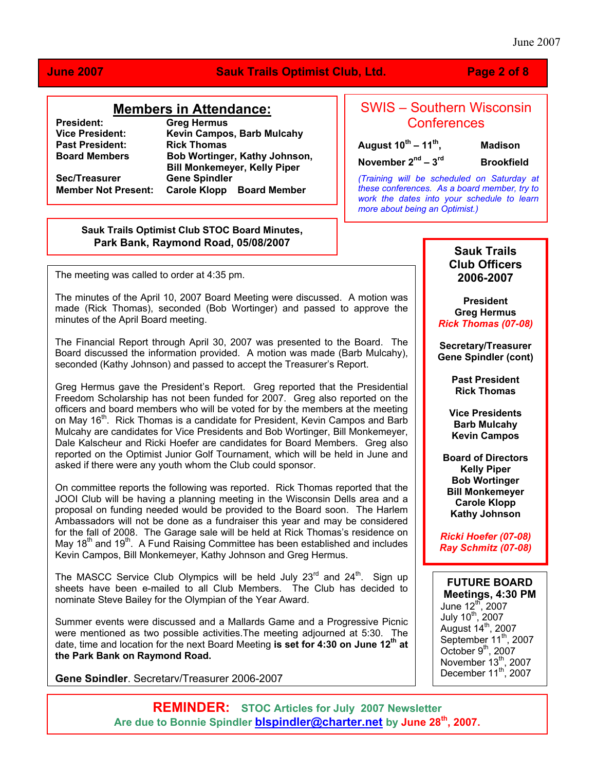## Members in Attendance:

| | |
|---|---|
| **President:** | **Greg Hermus** |
| **Vice President:** | **Kevin Campos, Barb Mulcahy** |
| **Past President:** | **Rick Thomas** |
| **Board Members** | **Bob Wortinger, Kathy Johnson, Bill Monkemeyer, Kelly Piper** |
| **Sec/Treasurer** | **Gene Spindler** |
| **Member Not Present:** | **Carole Klopp Board Member** |

## SWIS – Southern Wisconsin Conferences

| | |
|---|---|
| **August 10th – 11th,** | **Madison** |
| **November 2nd – 3rd** | **Brookfield** |

*(Training will be scheduled on Saturday at these conferences. As a board member, try to work the dates into your schedule to learn more about being an Optimist.)*

### Sauk Trails Optimist Club STOC Board Minutes, Park Bank, Raymond Road, 05/08/2007

The meeting was called to order at 4:35 pm.

The minutes of the April 10, 2007 Board Meeting were discussed. A motion was made (Rick Thomas), seconded (Bob Wortinger) and passed to approve the minutes of the April Board meeting.

The Financial Report through April 30, 2007 was presented to the Board. The Board discussed the information provided. A motion was made (Barb Mulcahy), seconded (Kathy Johnson) and passed to accept the Treasurer's Report.

Greg Hermus gave the President's Report. Greg reported that the Presidential Freedom Scholarship has not been funded for 2007. Greg also reported on the officers and board members who will be voted for by the members at the meeting on May 16th. Rick Thomas is a candidate for President, Kevin Campos and Barb Mulcahy are candidates for Vice Presidents and Bob Wortinger, Bill Monkemeyer, Dale Kalscheur and Ricki Hoefer are candidates for Board Members. Greg also reported on the Optimist Junior Golf Tournament, which will be held in June and asked if there were any youth whom the Club could sponsor.

On committee reports the following was reported. Rick Thomas reported that the JOOI Club will be having a planning meeting in the Wisconsin Dells area and a proposal on funding needed would be provided to the Board soon. The Harlem Ambassadors will not be done as a fundraiser this year and may be considered for the fall of 2008. The Garage sale will be held at Rick Thomas's residence on May 18th and 19th. A Fund Raising Committee has been established and includes Kevin Campos, Bill Monkemeyer, Kathy Johnson and Greg Hermus.

The MASCC Service Club Olympics will be held July 23rd and 24th. Sign up sheets have been e-mailed to all Club Members. The Club has decided to nominate Steve Bailey for the Olympian of the Year Award.

Summer events were discussed and a Mallards Game and a Progressive Picnic were mentioned as two possible activities.The meeting adjourned at 5:30. The date, time and location for the next Board Meeting **is set for 4:30 on June 12th at the Park Bank on Raymond Road.**

**Gene Spindler**, Secretary/Treasurer 2006-2007

## Sauk Trails Club Officers 2006-2007

**President**
**Greg Hermus**
***Rick Thomas (07-08)***

**Secretary/Treasurer**
**Gene Spindler (cont)**

**Past President**
**Rick Thomas**

**Vice Presidents**
**Barb Mulcahy**
**Kevin Campos**

**Board of Directors**
**Kelly Piper**
**Bob Wortinger**
**Bill Monkemeyer**
**Carole Klopp**
**Kathy Johnson**

***Ricki Hoefer (07-08)***
***Ray Schmitz (07-08)***

### FUTURE BOARD Meetings, 4:30 PM

June 12th, 2007
July 10th, 2007
August 14th, 2007
September 11th, 2007
October 9th, 2007
November 13th, 2007
December 11th, 2007

**REMINDER: STOC Articles for July 2007 Newsletter Are due to Bonnie Spindler blspindler@charter.net by June 28th, 2007.**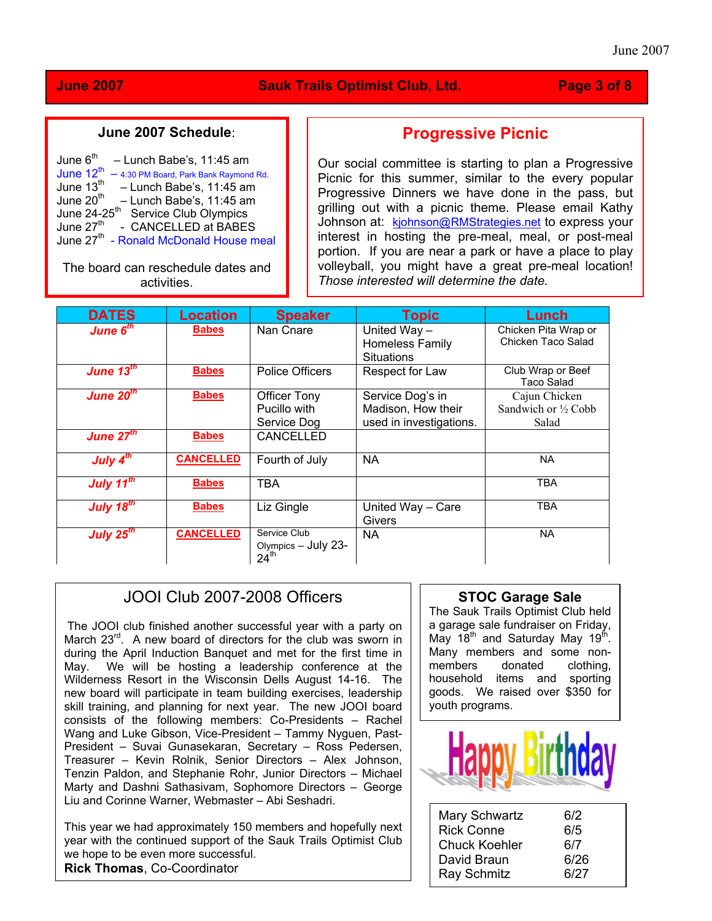## June 2007 Schedule:

June 6th – Lunch Babe's, 11:45 am
June 12th – 4:30 PM Board, Park Bank Raymond Rd.
June 13th – Lunch Babe's, 11:45 am
June 20th – Lunch Babe's, 11:45 am
June 24-25th Service Club Olympics
June 27th - CANCELLED at BABES
June 27th - Ronald McDonald House meal

The board can reschedule dates and activities.

## Progressive Picnic

Our social committee is starting to plan a Progressive Picnic for this summer, similar to the every popular Progressive Dinners we have done in the pass, but grilling out with a picnic theme. Please email Kathy Johnson at: kjohnson@RMStrategies.net to express your interest in hosting the pre-meal, meal, or post-meal portion. If you are near a park or have a place to play volleyball, you might have a great pre-meal location! *Those interested will determine the date.*

| DATES | Location | Speaker | Topic | Lunch |
|---|---|---|---|---|
| *June 6th* | Babes | Nan Cnare | United Way – Homeless Family Situations | Chicken Pita Wrap or Chicken Taco Salad |
| *June 13th* | Babes | Police Officers | Respect for Law | Club Wrap or Beef Taco Salad |
| *June 20th* | Babes | Officer Tony Pucillo with Service Dog | Service Dog's in Madison, How their used in investigations. | Cajun Chicken Sandwich or ½ Cobb Salad |
| *June 27th* | Babes | CANCELLED | | |
| *July 4th* | CANCELLED | Fourth of July | NA | NA |
| *July 11th* | Babes | TBA | | TBA |
| *July 18th* | Babes | Liz Gingle | United Way – Care Givers | TBA |
| *July 25th* | CANCELLED | Service Club Olympics – July 23-24th | NA | NA |

## JOOI Club 2007-2008 Officers

The JOOI club finished another successful year with a party on March 23rd. A new board of directors for the club was sworn in during the April Induction Banquet and met for the first time in May. We will be hosting a leadership conference at the Wilderness Resort in the Wisconsin Dells August 14-16. The new board will participate in team building exercises, leadership skill training, and planning for next year. The new JOOI board consists of the following members: Co-Presidents – Rachel Wang and Luke Gibson, Vice-President – Tammy Nyguen, Past-President – Suvai Gunasekaran, Secretary – Ross Pedersen, Treasurer – Kevin Rolnik, Senior Directors – Alex Johnson, Tenzin Paldon, and Stephanie Rohr, Junior Directors – Michael Marty and Dashni Sathasivam, Sophomore Directors – George Liu and Corinne Warner, Webmaster – Abi Seshadri.

This year we had approximately 150 members and hopefully next year with the continued support of the Sauk Trails Optimist Club we hope to be even more successful.

**Rick Thomas**, Co-Coordinator

## STOC Garage Sale

The Sauk Trails Optimist Club held a garage sale fundraiser on Friday, May 18th and Saturday May 19th. Many members and some non-members donated clothing, household items and sporting goods. We raised over $350 for youth programs.

## Happy Birthday

| | |
|---|---|
| Mary Schwartz | 6/2 |
| Rick Conne | 6/5 |
| Chuck Koehler | 6/7 |
| David Braun | 6/26 |
| Ray Schmitz | 6/27 |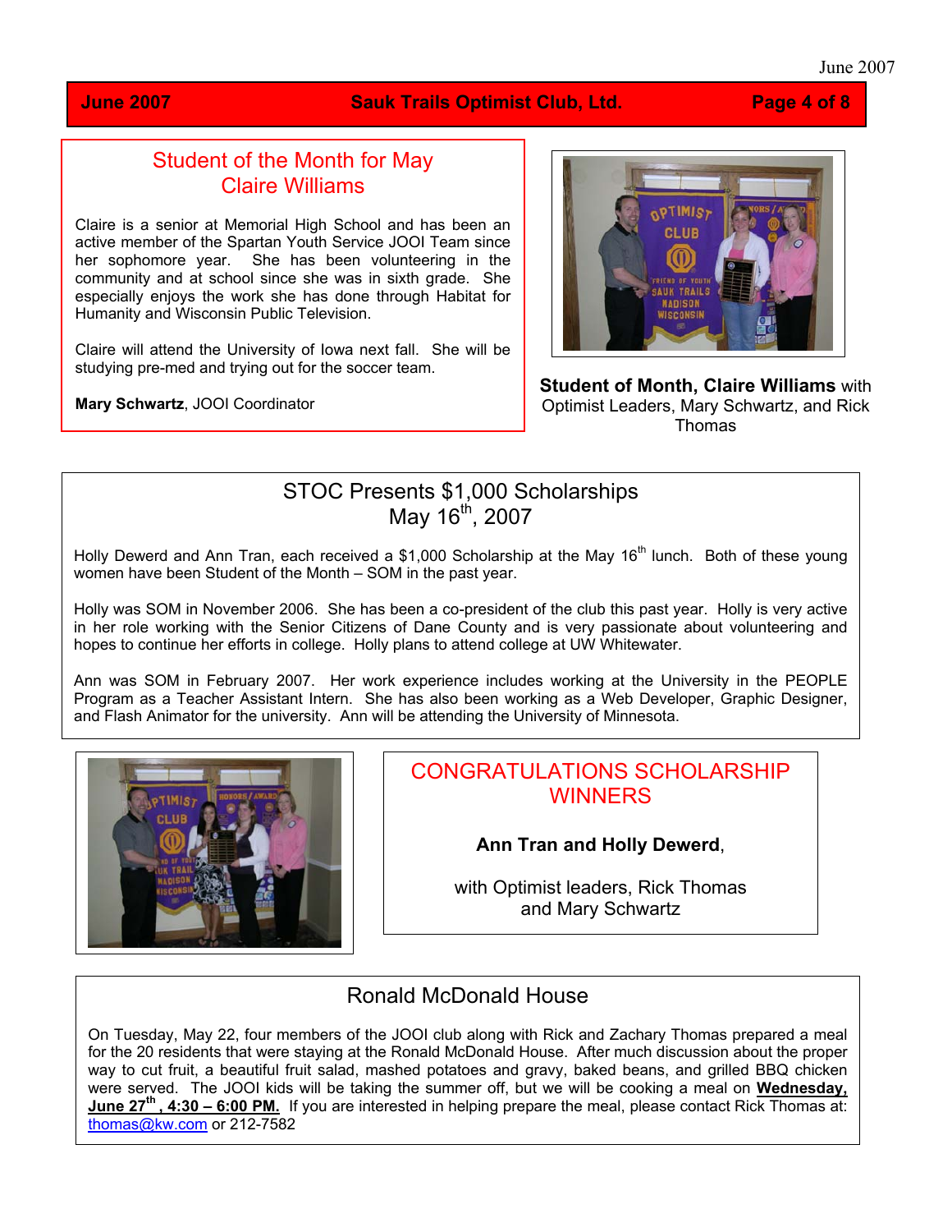## Student of the Month for May
## Claire Williams

Claire is a senior at Memorial High School and has been an active member of the Spartan Youth Service JOOI Team since her sophomore year. She has been volunteering in the community and at school since she was in sixth grade. She especially enjoys the work she has done through Habitat for Humanity and Wisconsin Public Television.

Claire will attend the University of Iowa next fall. She will be studying pre-med and trying out for the soccer team.

**Mary Schwartz**, JOOI Coordinator

**Student of Month, Claire Williams** with Optimist Leaders, Mary Schwartz, and Rick Thomas

## STOC Presents $1,000 Scholarships
## May 16th, 2007

Holly Dewerd and Ann Tran, each received a $1,000 Scholarship at the May 16th lunch. Both of these young women have been Student of the Month – SOM in the past year.

Holly was SOM in November 2006. She has been a co-president of the club this past year. Holly is very active in her role working with the Senior Citizens of Dane County and is very passionate about volunteering and hopes to continue her efforts in college. Holly plans to attend college at UW Whitewater.

Ann was SOM in February 2007. Her work experience includes working at the University in the PEOPLE Program as a Teacher Assistant Intern. She has also been working as a Web Developer, Graphic Designer, and Flash Animator for the university. Ann will be attending the University of Minnesota.

## CONGRATULATIONS SCHOLARSHIP WINNERS

**Ann Tran and Holly Dewerd**,

with Optimist leaders, Rick Thomas and Mary Schwartz

## Ronald McDonald House

On Tuesday, May 22, four members of the JOOI club along with Rick and Zachary Thomas prepared a meal for the 20 residents that were staying at the Ronald McDonald House. After much discussion about the proper way to cut fruit, a beautiful fruit salad, mashed potatoes and gravy, baked beans, and grilled BBQ chicken were served. The JOOI kids will be taking the summer off, but we will be cooking a meal on **Wednesday, June 27th, 4:30 – 6:00 PM.** If you are interested in helping prepare the meal, please contact Rick Thomas at: thomas@kw.com or 212-7582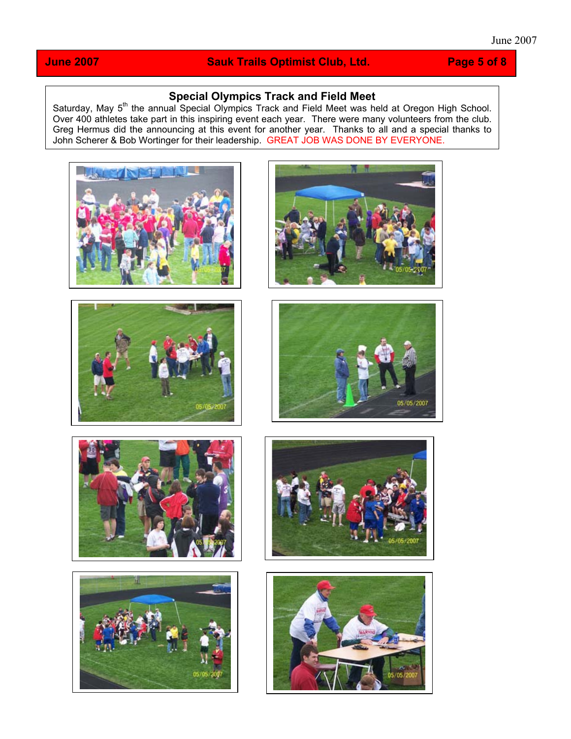## Special Olympics Track and Field Meet

Saturday, May 5th the annual Special Olympics Track and Field Meet was held at Oregon High School. Over 400 athletes take part in this inspiring event each year. There were many volunteers from the club. Greg Hermus did the announcing at this event for another year. Thanks to all and a special thanks to John Scherer & Bob Wortinger for their leadership. GREAT JOB WAS DONE BY EVERYONE.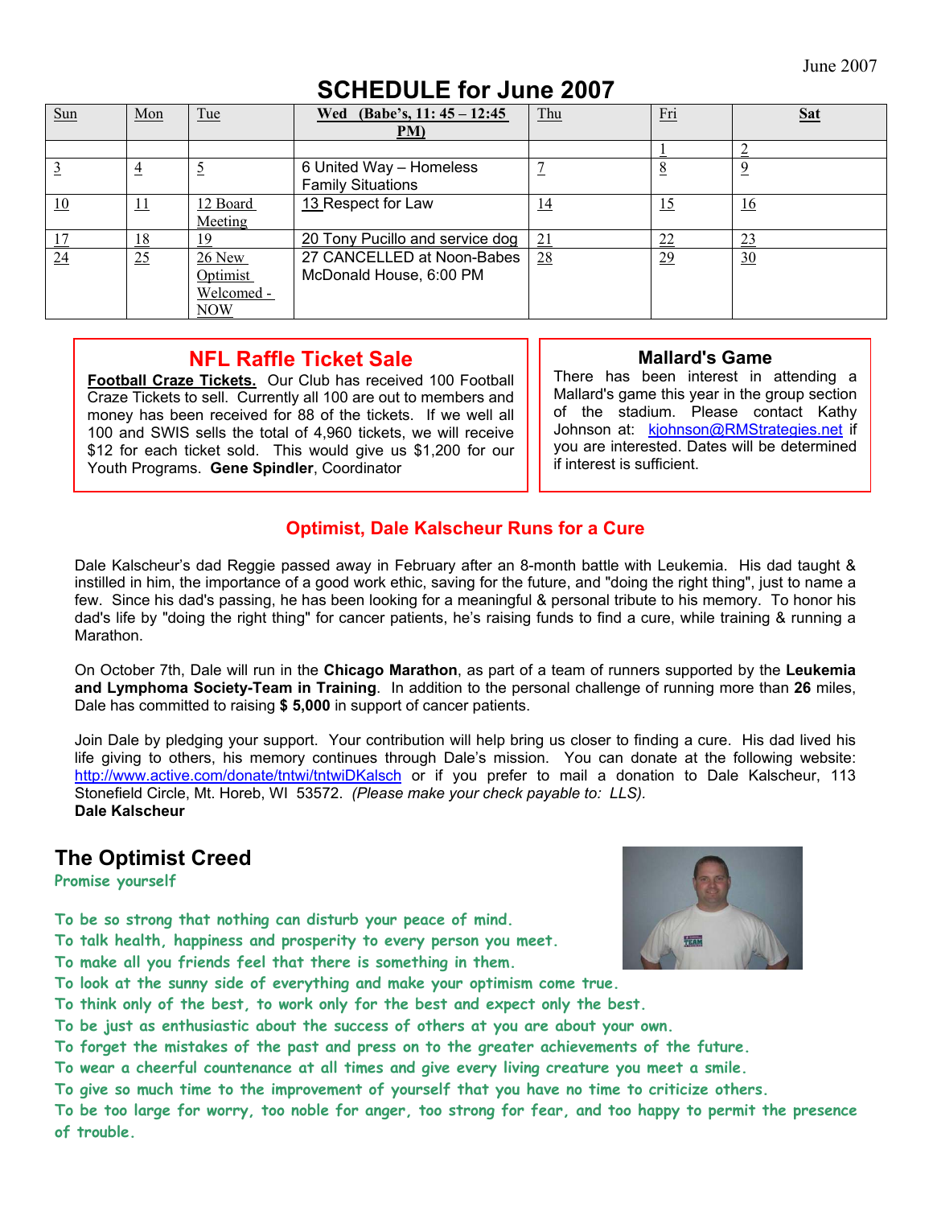June 2007

# SCHEDULE for June 2007

| Sun | Mon | Tue | Wed (Babe's, 11: 45 – 12:45 PM) | Thu | Fri | Sat |
|---|---|---|---|---|---|---|
| | | | | | 1 | 2 |
| 3 | 4 | 5 | 6 United Way – Homeless Family Situations | 7 | 8 | 9 |
| 10 | 11 | 12 Board Meeting | 13 Respect for Law | 14 | 15 | 16 |
| 17 | 18 | 19 | 20 Tony Pucillo and service dog | 21 | 22 | 23 |
| 24 | 25 | 26 New Optimist Welcomed - NOW | 27 CANCELLED at Noon-Babes McDonald House, 6:00 PM | 28 | 29 | 30 |

## NFL Raffle Ticket Sale

**Football Craze Tickets.** Our Club has received 100 Football Craze Tickets to sell. Currently all 100 are out to members and money has been received for 88 of the tickets. If we well all 100 and SWIS sells the total of 4,960 tickets, we will receive $12 for each ticket sold. This would give us $1,200 for our Youth Programs. **Gene Spindler**, Coordinator

## Mallard's Game

There has been interest in attending a Mallard's game this year in the group section of the stadium. Please contact Kathy Johnson at: kjohnson@RMStrategies.net if you are interested. Dates will be determined if interest is sufficient.

## Optimist, Dale Kalscheur Runs for a Cure

Dale Kalscheur's dad Reggie passed away in February after an 8-month battle with Leukemia. His dad taught & instilled in him, the importance of a good work ethic, saving for the future, and "doing the right thing", just to name a few. Since his dad's passing, he has been looking for a meaningful & personal tribute to his memory. To honor his dad's life by "doing the right thing" for cancer patients, he's raising funds to find a cure, while training & running a Marathon.

On October 7th, Dale will run in the **Chicago Marathon**, as part of a team of runners supported by the **Leukemia and Lymphoma Society-Team in Training**. In addition to the personal challenge of running more than **26** miles, Dale has committed to raising **$ 5,000** in support of cancer patients.

Join Dale by pledging your support. Your contribution will help bring us closer to finding a cure. His dad lived his life giving to others, his memory continues through Dale's mission. You can donate at the following website: http://www.active.com/donate/tntwi/tntwiDKalsch or if you prefer to mail a donation to Dale Kalscheur, 113 Stonefield Circle, Mt. Horeb, WI 53572. *(Please make your check payable to: LLS).*
**Dale Kalscheur**

## The Optimist Creed

Promise yourself

To be so strong that nothing can disturb your peace of mind.
To talk health, happiness and prosperity to every person you meet.
To make all you friends feel that there is something in them.
To look at the sunny side of everything and make your optimism come true.
To think only of the best, to work only for the best and expect only the best.
To be just as enthusiastic about the success of others at you are about your own.
To forget the mistakes of the past and press on to the greater achievements of the future.
To wear a cheerful countenance at all times and give every living creature you meet a smile.
To give so much time to the improvement of yourself that you have no time to criticize others.
To be too large for worry, too noble for anger, too strong for fear, and too happy to permit the presence of trouble.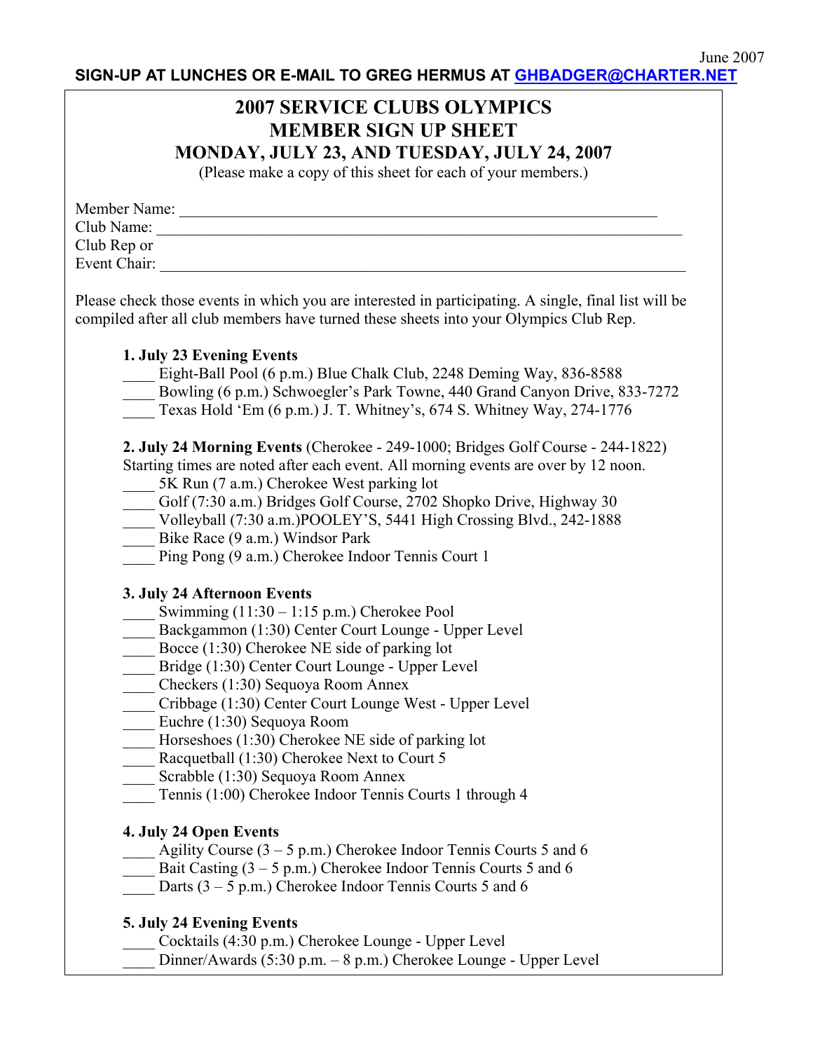June 2007

**SIGN-UP AT LUNCHES OR E-MAIL TO GREG HERMUS AT [GHBADGER@CHARTER.NET](mailto:GHBADGER@CHARTER.NET)**

# 2007 SERVICE CLUBS OLYMPICS
# MEMBER SIGN UP SHEET
## MONDAY, JULY 23, AND TUESDAY, JULY 24, 2007

(Please make a copy of this sheet for each of your members.)

Member Name: ______________________________________________________________

Club Name: _________________________________________________________________

Club Rep or
Event Chair: ________________________________________________________________

Please check those events in which you are interested in participating. A single, final list will be compiled after all club members have turned these sheets into your Olympics Club Rep.

**1. July 23 Evening Events**

____ Eight-Ball Pool (6 p.m.) Blue Chalk Club, 2248 Deming Way, 836-8588
____ Bowling (6 p.m.) Schwoegler's Park Towne, 440 Grand Canyon Drive, 833-7272
____ Texas Hold 'Em (6 p.m.) J. T. Whitney's, 674 S. Whitney Way, 274-1776

**2. July 24 Morning Events** (Cherokee - 249-1000; Bridges Golf Course - 244-1822)
Starting times are noted after each event. All morning events are over by 12 noon.

____ 5K Run (7 a.m.) Cherokee West parking lot
____ Golf (7:30 a.m.) Bridges Golf Course, 2702 Shopko Drive, Highway 30
____ Volleyball (7:30 a.m.)POOLEY'S, 5441 High Crossing Blvd., 242-1888
____ Bike Race (9 a.m.) Windsor Park
____ Ping Pong (9 a.m.) Cherokee Indoor Tennis Court 1

**3. July 24 Afternoon Events**

____ Swimming (11:30 – 1:15 p.m.) Cherokee Pool
____ Backgammon (1:30) Center Court Lounge - Upper Level
____ Bocce (1:30) Cherokee NE side of parking lot
____ Bridge (1:30) Center Court Lounge - Upper Level
____ Checkers (1:30) Sequoya Room Annex
____ Cribbage (1:30) Center Court Lounge West - Upper Level
____ Euchre (1:30) Sequoya Room
____ Horseshoes (1:30) Cherokee NE side of parking lot
____ Racquetball (1:30) Cherokee Next to Court 5
____ Scrabble (1:30) Sequoya Room Annex
____ Tennis (1:00) Cherokee Indoor Tennis Courts 1 through 4

**4. July 24 Open Events**

____ Agility Course (3 – 5 p.m.) Cherokee Indoor Tennis Courts 5 and 6
____ Bait Casting (3 – 5 p.m.) Cherokee Indoor Tennis Courts 5 and 6
____ Darts (3 – 5 p.m.) Cherokee Indoor Tennis Courts 5 and 6

**5. July 24 Evening Events**

____ Cocktails (4:30 p.m.) Cherokee Lounge - Upper Level
____ Dinner/Awards (5:30 p.m. – 8 p.m.) Cherokee Lounge - Upper Level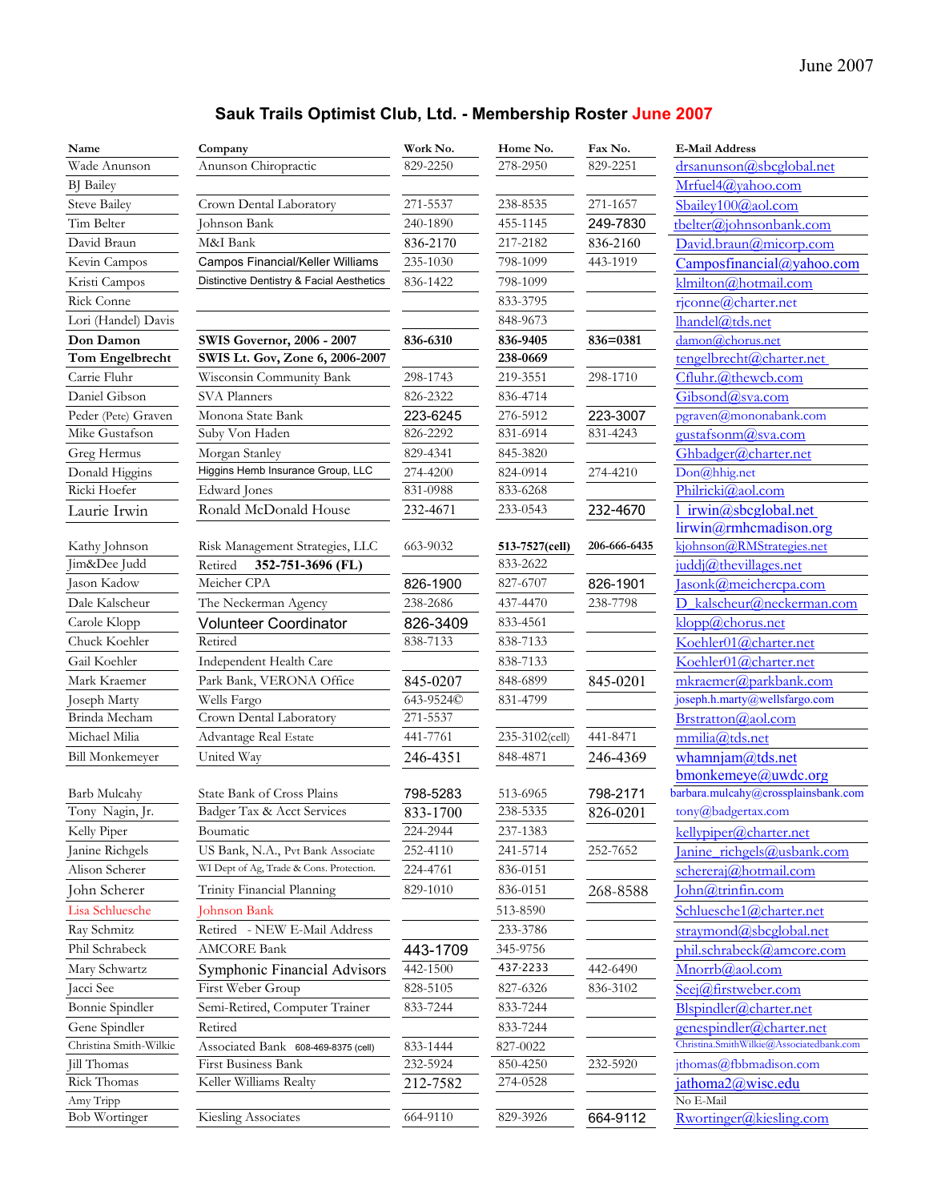June 2007

# Sauk Trails Optimist Club, Ltd. - Membership Roster June 2007

| Name | Company | Work No. | Home No. | Fax No. | E-Mail Address |
|---|---|---|---|---|---|
| Wade Anunson | Anunson Chiropractic | 829-2250 | 278-2950 | 829-2251 | drsanunson@sbcglobal.net |
| BJ Bailey | | | | | Mrfuel4@yahoo.com |
| Steve Bailey | Crown Dental Laboratory | 271-5537 | 238-8535 | 271-1657 | Sbailey100@aol.com |
| Tim Belter | Johnson Bank | 240-1890 | 455-1145 | 249-7830 | tbelter@johnsonbank.com |
| David Braun | M&I Bank | 836-2170 | 217-2182 | 836-2160 | David.braun@micorp.com |
| Kevin Campos | Campos Financial/Keller Williams | 235-1030 | 798-1099 | 443-1919 | Camposfinancial@yahoo.com |
| Kristi Campos | Distinctive Dentistry & Facial Aesthetics | 836-1422 | 798-1099 | | klmilton@hotmail.com |
| Rick Conne | | | 833-3795 | | rjconne@charter.net |
| Lori (Handel) Davis | | | 848-9673 | | lhandel@tds.net |
| **Don Damon** | **SWIS Governor, 2006 - 2007** | **836-6310** | **836-9405** | **836=0381** | damon@chorus.net |
| **Tom Engelbrecht** | **SWIS Lt. Gov, Zone 6, 2006-2007** | | **238-0669** | | tengelbrecht@charter.net |
| Carrie Fluhr | Wisconsin Community Bank | 298-1743 | 219-3551 | 298-1710 | Cfluhr.@thewcb.com |
| Daniel Gibson | SVA Planners | 826-2322 | 836-4714 | | Gibsond@sva.com |
| Peder (Pete) Graven | Monona State Bank | 223-6245 | 276-5912 | 223-3007 | pgraven@mononabank.com |
| Mike Gustafson | Suby Von Haden | 826-2292 | 831-6914 | 831-4243 | gustafsonm@sva.com |
| Greg Hermus | Morgan Stanley | 829-4341 | 845-3820 | | Ghbadger@charter.net |
| Donald Higgins | Higgins Hemb Insurance Group, LLC | 274-4200 | 824-0914 | 274-4210 | Don@hhig.net |
| Ricki Hoefer | Edward Jones | 831-0988 | 833-6268 | | Philricki@aol.com |
| Laurie Irwin | Ronald McDonald House | 232-4671 | 233-0543 | 232-4670 | l_irwin@sbcglobal.net lirwin@rmhcmadison.org |
| Kathy Johnson | Risk Management Strategies, LLC | 663-9032 | **513-7527(cell)** | **206-666-6435** | kjohnson@RMStrategies.net |
| Jim&Dee Judd | Retired **352-751-3696 (FL)** | | 833-2622 | | juddj@thevillages.net |
| Jason Kadow | Meicher CPA | 826-1900 | 827-6707 | 826-1901 | Jasonk@meichercpa.com |
| Dale Kalscheur | The Neckerman Agency | 238-2686 | 437-4470 | 238-7798 | D_kalscheur@neckerman.com |
| Carole Klopp | Volunteer Coordinator | 826-3409 | 833-4561 | | klopp@chorus.net |
| Chuck Koehler | Retired | 838-7133 | 838-7133 | | Koehler01@charter.net |
| Gail Koehler | Independent Health Care | | 838-7133 | | Koehler01@charter.net |
| Mark Kraemer | Park Bank, VERONA Office | 845-0207 | 848-6899 | 845-0201 | mkraemer@parkbank.com |
| Joseph Marty | Wells Fargo | 643-9524© | 831-4799 | | joseph.h.marty@wellsfargo.com |
| Brinda Mecham | Crown Dental Laboratory | 271-5537 | | | Brstratton@aol.com |
| Michael Milia | Advantage Real Estate | 441-7761 | 235-3102(cell) | 441-8471 | mmilia@tds.net |
| Bill Monkemeyer | United Way | 246-4351 | 848-4871 | 246-4369 | whamnjam@tds.net bmonkemeye@uwdc.org |
| Barb Mulcahy | State Bank of Cross Plains | 798-5283 | 513-6965 | 798-2171 | barbara.mulcahy@crossplainsbank.com |
| Tony Nagin, Jr. | Badger Tax & Acct Services | 833-1700 | 238-5335 | 826-0201 | tony@badgertax.com |
| Kelly Piper | Boumatic | 224-2944 | 237-1383 | | kellypiper@charter.net |
| Janine Richgels | US Bank, N.A., Pvt Bank Associate | 252-4110 | 241-5714 | 252-7652 | Janine_richgels@usbank.com |
| Alison Scherer | WI Dept of Ag, Trade & Cons. Protection. | 224-4761 | 836-0151 | | schereraj@hotmail.com |
| John Scherer | Trinity Financial Planning | 829-1010 | 836-0151 | 268-8588 | John@trinfin.com |
| Lisa Schluesche | Johnson Bank | | 513-8590 | | Schluesche1@charter.net |
| Ray Schmitz | Retired - NEW E-Mail Address | | 233-3786 | | straymond@sbcglobal.net |
| Phil Schrabeck | AMCORE Bank | 443-1709 | 345-9756 | | phil.schrabeck@amcore.com |
| Mary Schwartz | Symphonic Financial Advisors | 442-1500 | 437-2233 | 442-6490 | Mnorrb@aol.com |
| Jacci See | First Weber Group | 828-5105 | 827-6326 | 836-3102 | Seej@firstweber.com |
| Bonnie Spindler | Semi-Retired, Computer Trainer | 833-7244 | 833-7244 | | Blspindler@charter.net |
| Gene Spindler | Retired | | 833-7244 | | genespindler@charter.net |
| Christina Smith-Wilkie | Associated Bank 608-469-8375 (cell) | 833-1444 | 827-0022 | | Christina.SmithWilkie@Associatedbank.com |
| Jill Thomas | First Business Bank | 232-5924 | 850-4250 | 232-5920 | jthomas@fbbmadison.com |
| Rick Thomas | Keller Williams Realty | 212-7582 | 274-0528 | | jathoma2@wisc.edu |
| Amy Tripp | | | | | No E-Mail |
| Bob Wortinger | Kiesling Associates | 664-9110 | 829-3926 | 664-9112 | Rwortinger@kiesling.com |